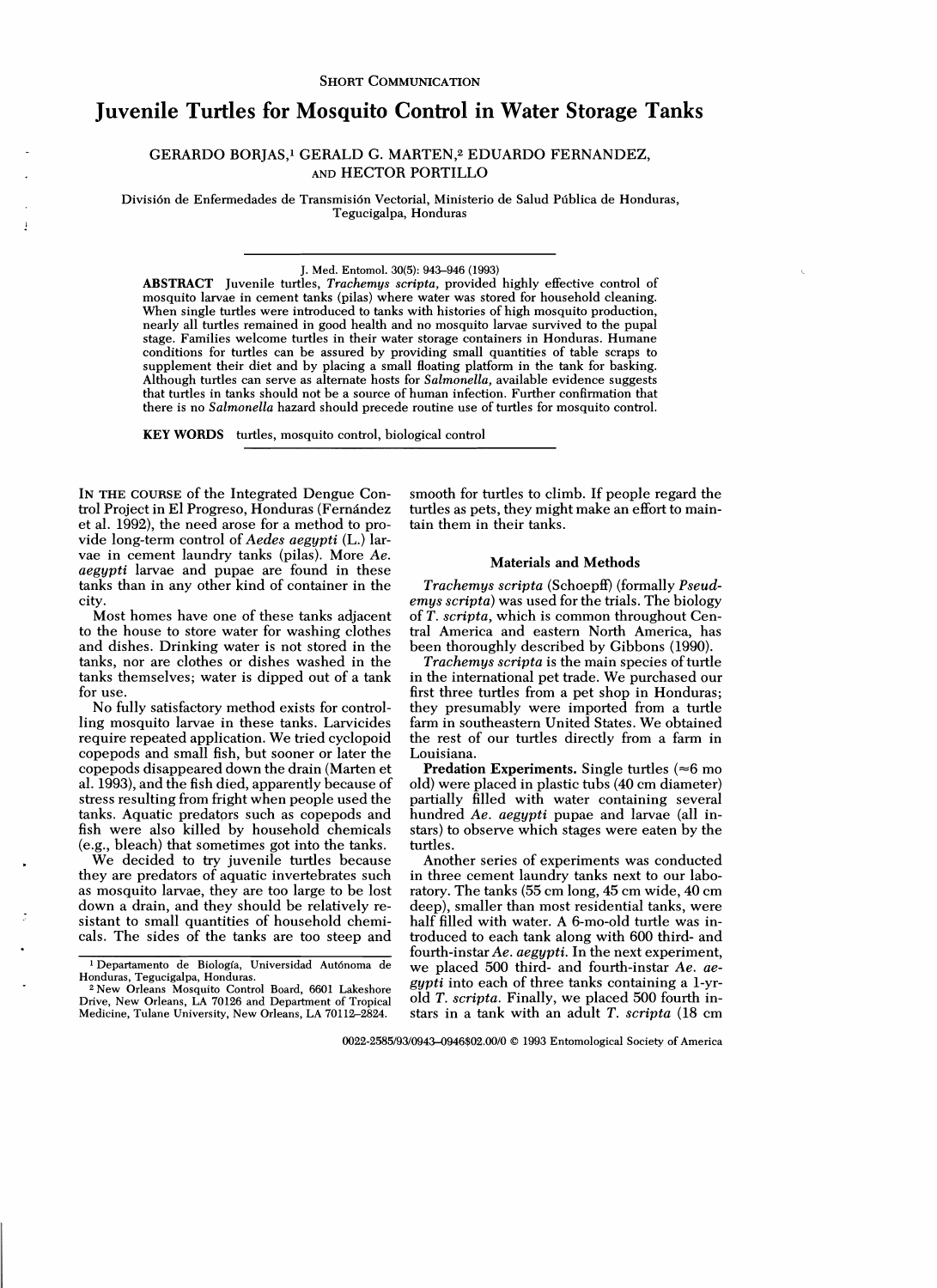SHORT COMMUNICATION

# Juvenile Turtles for Mosquito Control in Water Storage Tanks

GERARDO BORJAS,[1] GERALD G. MARTEN,[2] EDUARDO FERNANDEZ, AND HECTOR PORTILLO

División de Enfermedades de Transmisión Vectorial, Ministerio de Salud Pública de Honduras, Tegucigalpa, Honduras

J. Med. Entomol. 30(5): 943–946 (1993)

**ABSTRACT** Juvenile turtles, *Trachemys scripta*, provided highly effective control of mosquito larvae in cement tanks (pilas) where water was stored for household cleaning. When single turtles were introduced to tanks with histories of high mosquito production, nearly all turtles remained in good health and no mosquito larvae survived to the pupal stage. Families welcome turtles in their water storage containers in Honduras. Humane conditions for turtles can be assured by providing small quantities of table scraps to supplement their diet and by placing a small floating platform in the tank for basking. Although turtles can serve as alternate hosts for *Salmonella*, available evidence suggests that turtles in tanks should not be a source of human infection. Further confirmation that there is no *Salmonella* hazard should precede routine use of turtles for mosquito control.

**KEY WORDS** turtles, mosquito control, biological control

IN THE COURSE of the Integrated Dengue Control Project in El Progreso, Honduras (Fernández et al. 1992), the need arose for a method to provide long-term control of *Aedes aegypti* (L.) larvae in cement laundry tanks (pilas). More *Ae. aegypti* larvae and pupae are found in these tanks than in any other kind of container in the city.

Most homes have one of these tanks adjacent to the house to store water for washing clothes and dishes. Drinking water is not stored in the tanks, nor are clothes or dishes washed in the tanks themselves; water is dipped out of a tank for use.

No fully satisfactory method exists for controlling mosquito larvae in these tanks. Larvicides require repeated application. We tried cyclopoid copepods and small fish, but sooner or later the copepods disappeared down the drain (Marten et al. 1993), and the fish died, apparently because of stress resulting from fright when people used the tanks. Aquatic predators such as copepods and fish were also killed by household chemicals (e.g., bleach) that sometimes got into the tanks.

We decided to try juvenile turtles because they are predators of aquatic invertebrates such as mosquito larvae, they are too large to be lost down a drain, and they should be relatively resistant to small quantities of household chemicals. The sides of the tanks are too steep and smooth for turtles to climb. If people regard the turtles as pets, they might make an effort to maintain them in their tanks.

## Materials and Methods

*Trachemys scripta* (Schoepff) (formally *Pseudemys scripta*) was used for the trials. The biology of *T. scripta*, which is common throughout Central America and eastern North America, has been thoroughly described by Gibbons (1990).

*Trachemys scripta* is the main species of turtle in the international pet trade. We purchased our first three turtles from a pet shop in Honduras; they presumably were imported from a turtle farm in southeastern United States. We obtained the rest of our turtles directly from a farm in Louisiana.

**Predation Experiments.** Single turtles (≈6 mo old) were placed in plastic tubs (40 cm diameter) partially filled with water containing several hundred *Ae. aegypti* pupae and larvae (all instars) to observe which stages were eaten by the turtles.

Another series of experiments was conducted in three cement laundry tanks next to our laboratory. The tanks (55 cm long, 45 cm wide, 40 cm deep), smaller than most residential tanks, were half filled with water. A 6-mo-old turtle was introduced to each tank along with 600 third- and fourth-instar *Ae. aegypti*. In the next experiment, we placed 500 third- and fourth-instar *Ae. aegypti* into each of three tanks containing a 1-yr-old *T. scripta*. Finally, we placed 500 fourth instars in a tank with an adult *T. scripta* (18 cm

[1] Departamento de Biología, Universidad Autónoma de Honduras, Tegucigalpa, Honduras.

[2] New Orleans Mosquito Control Board, 6601 Lakeshore Drive, New Orleans, LA 70126 and Department of Tropical Medicine, Tulane University, New Orleans, LA 70112–2824.

0022-2585/93/0943–0946$02.00/0 © 1993 Entomological Society of America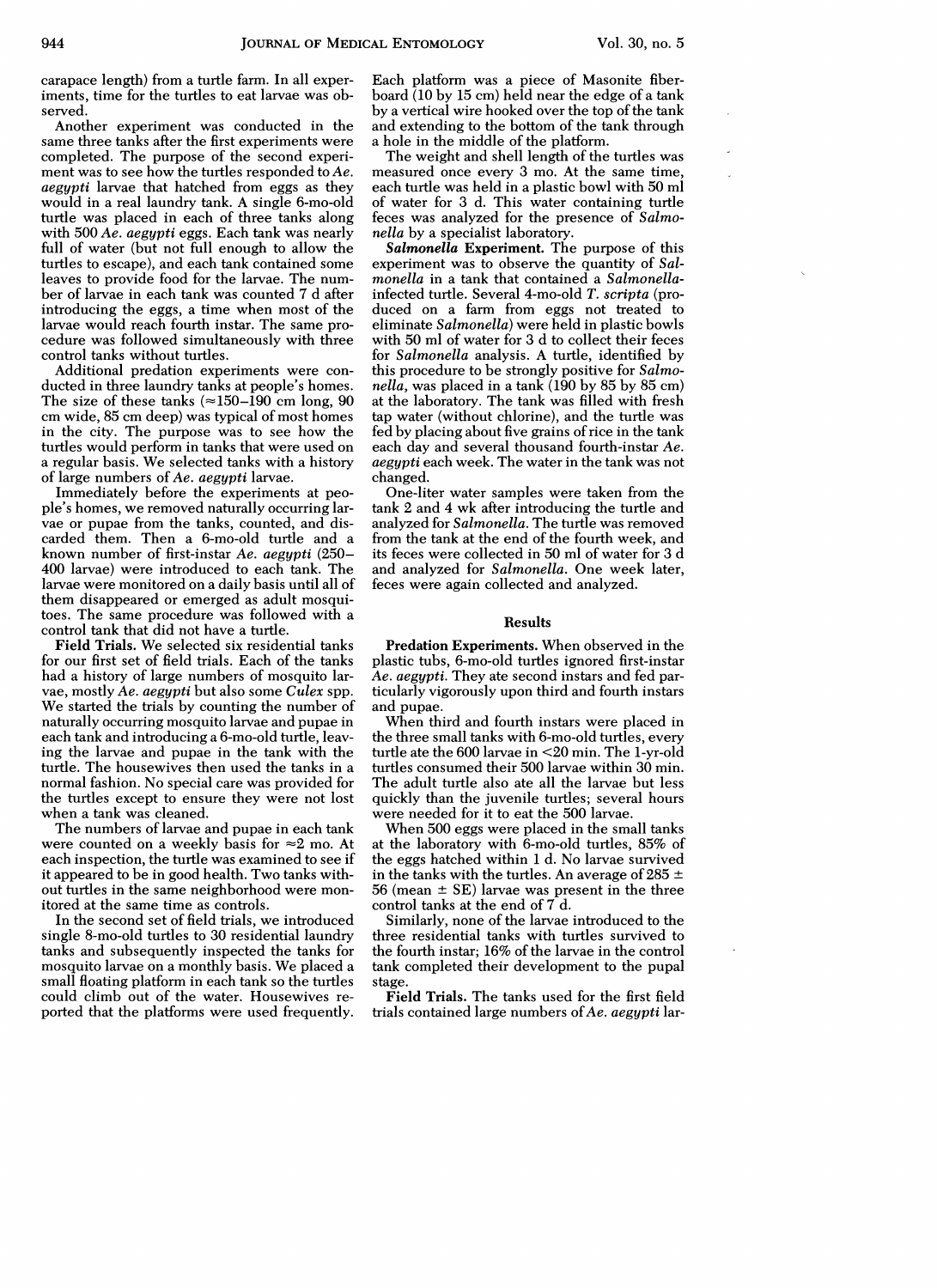carapace length) from a turtle farm. In all experiments, time for the turtles to eat larvae was observed.

Another experiment was conducted in the same three tanks after the first experiments were completed. The purpose of the second experiment was to see how the turtles responded to *Ae. aegypti* larvae that hatched from eggs as they would in a real laundry tank. A single 6-mo-old turtle was placed in each of three tanks along with 500 *Ae. aegypti* eggs. Each tank was nearly full of water (but not full enough to allow the turtles to escape), and each tank contained some leaves to provide food for the larvae. The number of larvae in each tank was counted 7 d after introducing the eggs, a time when most of the larvae would reach fourth instar. The same procedure was followed simultaneously with three control tanks without turtles.

Additional predation experiments were conducted in three laundry tanks at people's homes. The size of these tanks (≈150–190 cm long, 90 cm wide, 85 cm deep) was typical of most homes in the city. The purpose was to see how the turtles would perform in tanks that were used on a regular basis. We selected tanks with a history of large numbers of *Ae. aegypti* larvae.

Immediately before the experiments at people's homes, we removed naturally occurring larvae or pupae from the tanks, counted, and discarded them. Then a 6-mo-old turtle and a known number of first-instar *Ae. aegypti* (250–400 larvae) were introduced to each tank. The larvae were monitored on a daily basis until all of them disappeared or emerged as adult mosquitoes. The same procedure was followed with a control tank that did not have a turtle.

**Field Trials.** We selected six residential tanks for our first set of field trials. Each of the tanks had a history of large numbers of mosquito larvae, mostly *Ae. aegypti* but also some *Culex* spp. We started the trials by counting the number of naturally occurring mosquito larvae and pupae in each tank and introducing a 6-mo-old turtle, leaving the larvae and pupae in the tank with the turtle. The housewives then used the tanks in a normal fashion. No special care was provided for the turtles except to ensure they were not lost when a tank was cleaned.

The numbers of larvae and pupae in each tank were counted on a weekly basis for ≈2 mo. At each inspection, the turtle was examined to see if it appeared to be in good health. Two tanks without turtles in the same neighborhood were monitored at the same time as controls.

In the second set of field trials, we introduced single 8-mo-old turtles to 30 residential laundry tanks and subsequently inspected the tanks for mosquito larvae on a monthly basis. We placed a small floating platform in each tank so the turtles could climb out of the water. Housewives reported that the platforms were used frequently. Each platform was a piece of Masonite fiberboard (10 by 15 cm) held near the edge of a tank by a vertical wire hooked over the top of the tank and extending to the bottom of the tank through a hole in the middle of the platform.

The weight and shell length of the turtles was measured once every 3 mo. At the same time, each turtle was held in a plastic bowl with 50 ml of water for 3 d. This water containing turtle feces was analyzed for the presence of *Salmonella* by a specialist laboratory.

***Salmonella* Experiment.** The purpose of this experiment was to observe the quantity of *Salmonella* in a tank that contained a *Salmonella*-infected turtle. Several 4-mo-old *T. scripta* (produced on a farm from eggs not treated to eliminate *Salmonella*) were held in plastic bowls with 50 ml of water for 3 d to collect their feces for *Salmonella* analysis. A turtle, identified by this procedure to be strongly positive for *Salmonella*, was placed in a tank (190 by 85 by 85 cm) at the laboratory. The tank was filled with fresh tap water (without chlorine), and the turtle was fed by placing about five grains of rice in the tank each day and several thousand fourth-instar *Ae. aegypti* each week. The water in the tank was not changed.

One-liter water samples were taken from the tank 2 and 4 wk after introducing the turtle and analyzed for *Salmonella*. The turtle was removed from the tank at the end of the fourth week, and its feces were collected in 50 ml of water for 3 d and analyzed for *Salmonella*. One week later, feces were again collected and analyzed.

## Results

**Predation Experiments.** When observed in the plastic tubs, 6-mo-old turtles ignored first-instar *Ae. aegypti*. They ate second instars and fed particularly vigorously upon third and fourth instars and pupae.

When third and fourth instars were placed in the three small tanks with 6-mo-old turtles, every turtle ate the 600 larvae in <20 min. The 1-yr-old turtles consumed their 500 larvae within 30 min. The adult turtle also ate all the larvae but less quickly than the juvenile turtles; several hours were needed for it to eat the 500 larvae.

When 500 eggs were placed in the small tanks at the laboratory with 6-mo-old turtles, 85% of the eggs hatched within 1 d. No larvae survived in the tanks with the turtles. An average of 285 ± 56 (mean ± SE) larvae was present in the three control tanks at the end of 7 d.

Similarly, none of the larvae introduced to the three residential tanks with turtles survived to the fourth instar; 16% of the larvae in the control tank completed their development to the pupal stage.

**Field Trials.** The tanks used for the first field trials contained large numbers of *Ae. aegypti* lar-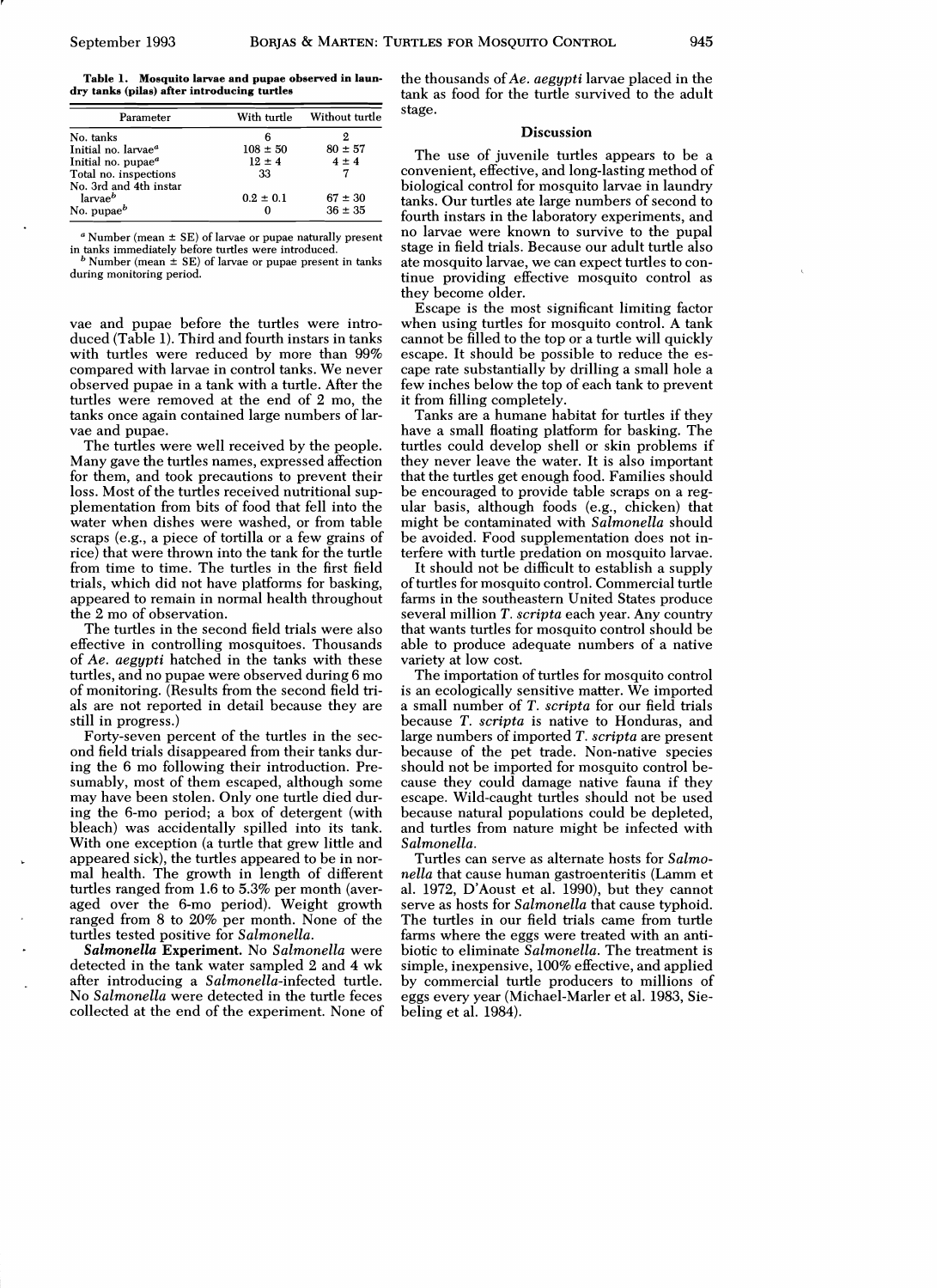Table 1. Mosquito larvae and pupae observed in laundry tanks (pilas) after introducing turtles

| Parameter | With turtle | Without turtle |
|---|---|---|
| No. tanks | 6 | 2 |
| Initial no. larvae[a] | 108 ± 50 | 80 ± 57 |
| Initial no. pupae[a] | 12 ± 4 | 4 ± 4 |
| Total no. inspections | 33 | 7 |
| No. 3rd and 4th instar larvae[b] | 0.2 ± 0.1 | 67 ± 30 |
| No. pupae[b] | 0 | 36 ± 35 |

[a] Number (mean ± SE) of larvae or pupae naturally present in tanks immediately before turtles were introduced.

[b] Number (mean ± SE) of larvae or pupae present in tanks during monitoring period.

vae and pupae before the turtles were introduced (Table 1). Third and fourth instars in tanks with turtles were reduced by more than 99% compared with larvae in control tanks. We never observed pupae in a tank with a turtle. After the turtles were removed at the end of 2 mo, the tanks once again contained large numbers of larvae and pupae.

The turtles were well received by the people. Many gave the turtles names, expressed affection for them, and took precautions to prevent their loss. Most of the turtles received nutritional supplementation from bits of food that fell into the water when dishes were washed, or from table scraps (e.g., a piece of tortilla or a few grains of rice) that were thrown into the tank for the turtle from time to time. The turtles in the first field trials, which did not have platforms for basking, appeared to remain in normal health throughout the 2 mo of observation.

The turtles in the second field trials were also effective in controlling mosquitoes. Thousands of *Ae. aegypti* hatched in the tanks with these turtles, and no pupae were observed during 6 mo of monitoring. (Results from the second field trials are not reported in detail because they are still in progress.)

Forty-seven percent of the turtles in the second field trials disappeared from their tanks during the 6 mo following their introduction. Presumably, most of them escaped, although some may have been stolen. Only one turtle died during the 6-mo period; a box of detergent (with bleach) was accidentally spilled into its tank. With one exception (a turtle that grew little and appeared sick), the turtles appeared to be in normal health. The growth in length of different turtles ranged from 1.6 to 5.3% per month (averaged over the 6-mo period). Weight growth ranged from 8 to 20% per month. None of the turtles tested positive for *Salmonella*.

***Salmonella* Experiment.** No *Salmonella* were detected in the tank water sampled 2 and 4 wk after introducing a *Salmonella*-infected turtle. No *Salmonella* were detected in the turtle feces collected at the end of the experiment. None of the thousands of *Ae. aegypti* larvae placed in the tank as food for the turtle survived to the adult stage.

## Discussion

The use of juvenile turtles appears to be a convenient, effective, and long-lasting method of biological control for mosquito larvae in laundry tanks. Our turtles ate large numbers of second to fourth instars in the laboratory experiments, and no larvae were known to survive to the pupal stage in field trials. Because our adult turtle also ate mosquito larvae, we can expect turtles to continue providing effective mosquito control as they become older.

Escape is the most significant limiting factor when using turtles for mosquito control. A tank cannot be filled to the top or a turtle will quickly escape. It should be possible to reduce the escape rate substantially by drilling a small hole a few inches below the top of each tank to prevent it from filling completely.

Tanks are a humane habitat for turtles if they have a small floating platform for basking. The turtles could develop shell or skin problems if they never leave the water. It is also important that the turtles get enough food. Families should be encouraged to provide table scraps on a regular basis, although foods (e.g., chicken) that might be contaminated with *Salmonella* should be avoided. Food supplementation does not interfere with turtle predation on mosquito larvae.

It should not be difficult to establish a supply of turtles for mosquito control. Commercial turtle farms in the southeastern United States produce several million *T. scripta* each year. Any country that wants turtles for mosquito control should be able to produce adequate numbers of a native variety at low cost.

The importation of turtles for mosquito control is an ecologically sensitive matter. We imported a small number of *T. scripta* for our field trials because *T. scripta* is native to Honduras, and large numbers of imported *T. scripta* are present because of the pet trade. Non-native species should not be imported for mosquito control because they could damage native fauna if they escape. Wild-caught turtles should not be used because natural populations could be depleted, and turtles from nature might be infected with *Salmonella*.

Turtles can serve as alternate hosts for *Salmonella* that cause human gastroenteritis (Lamm et al. 1972, D'Aoust et al. 1990), but they cannot serve as hosts for *Salmonella* that cause typhoid. The turtles in our field trials came from turtle farms where the eggs were treated with an antibiotic to eliminate *Salmonella*. The treatment is simple, inexpensive, 100% effective, and applied by commercial turtle producers to millions of eggs every year (Michael-Marler et al. 1983, Siebeling et al. 1984).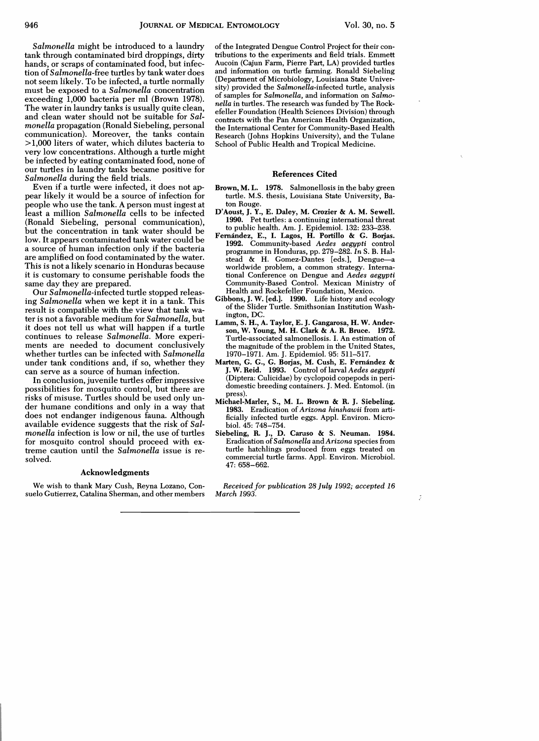*Salmonella* might be introduced to a laundry tank through contaminated bird droppings, dirty hands, or scraps of contaminated food, but infection of *Salmonella*-free turtles by tank water does not seem likely. To be infected, a turtle normally must be exposed to a *Salmonella* concentration exceeding 1,000 bacteria per ml (Brown 1978). The water in laundry tanks is usually quite clean, and clean water should not be suitable for *Salmonella* propagation (Ronald Siebeling, personal communication). Moreover, the tanks contain >1,000 liters of water, which dilutes bacteria to very low concentrations. Although a turtle might be infected by eating contaminated food, none of our turtles in laundry tanks became positive for *Salmonella* during the field trials.

Even if a turtle were infected, it does not appear likely it would be a source of infection for people who use the tank. A person must ingest at least a million *Salmonella* cells to be infected (Ronald Siebeling, personal communication), but the concentration in tank water should be low. It appears contaminated tank water could be a source of human infection only if the bacteria are amplified on food contaminated by the water. This is not a likely scenario in Honduras because it is customary to consume perishable foods the same day they are prepared.

Our *Salmonella*-infected turtle stopped releasing *Salmonella* when we kept it in a tank. This result is compatible with the view that tank water is not a favorable medium for *Salmonella*, but it does not tell us what will happen if a turtle continues to release *Salmonella*. More experiments are needed to document conclusively whether turtles can be infected with *Salmonella* under tank conditions and, if so, whether they can serve as a source of human infection.

In conclusion, juvenile turtles offer impressive possibilities for mosquito control, but there are risks of misuse. Turtles should be used only under humane conditions and only in a way that does not endanger indigenous fauna. Although available evidence suggests that the risk of *Salmonella* infection is low or nil, the use of turtles for mosquito control should proceed with extreme caution until the *Salmonella* issue is resolved.

## Acknowledgments

We wish to thank Mary Cush, Reyna Lozano, Consuelo Gutierrez, Catalina Sherman, and other members of the Integrated Dengue Control Project for their contributions to the experiments and field trials. Emmett Aucoin (Cajun Farm, Pierre Part, LA) provided turtles and information on turtle farming. Ronald Siebeling (Department of Microbiology, Louisiana State University) provided the *Salmonella*-infected turtle, analysis of samples for *Salmonella*, and information on *Salmonella* in turtles. The research was funded by The Rockefeller Foundation (Health Sciences Division) through contracts with the Pan American Health Organization, the International Center for Community-Based Health Research (Johns Hopkins University), and the Tulane School of Public Health and Tropical Medicine.

## References Cited

**Brown, M. L. 1978.** Salmonellosis in the baby green turtle. M.S. thesis, Louisiana State University, Baton Rouge.

**D'Aoust, J. Y., E. Daley, M. Crozier & A. M. Sewell. 1990.** Pet turtles: a continuing international threat to public health. Am. J. Epidemiol. 132: 233–238.

**Fernández, E., I. Lagos, H. Portillo & G. Borjas. 1992.** Community-based *Aedes aegypti* control programme in Honduras, pp. 279–282. *In* S. B. Halstead & H. Gomez-Dantes [eds.], Dengue—a worldwide problem, a common strategy. International Conference on Dengue and *Aedes aegypti* Community-Based Control. Mexican Ministry of Health and Rockefeller Foundation, Mexico.

**Gibbons, J. W. [ed.]. 1990.** Life history and ecology of the Slider Turtle. Smithsonian Institution Washington, DC.

**Lamm, S. H., A. Taylor, E. J. Gangarosa, H. W. Anderson, W. Young, M. H. Clark & A. R. Bruce. 1972.** Turtle-associated salmonellosis. I. An estimation of the magnitude of the problem in the United States, 1970–1971. Am. J. Epidemiol. 95: 511–517.

**Marten, G. G., G. Borjas, M. Cush, E. Fernández & J. W. Reid. 1993.** Control of larval *Aedes aegypti* (Diptera: Culicidae) by cyclopoid copepods in peridomestic breeding containers. J. Med. Entomol. (in press).

**Michael-Marler, S., M. L. Brown & R. J. Siebeling. 1983.** Eradication of *Arizona hinshawii* from artificially infected turtle eggs. Appl. Environ. Microbiol. 45: 748–754.

**Siebeling, R. J., D. Caruso & S. Neuman. 1984.** Eradication of *Salmonella* and *Arizona* species from turtle hatchlings produced from eggs treated on commercial turtle farms. Appl. Environ. Microbiol. 47: 658–662.

*Received for publication 28 July 1992; accepted 16 March 1993.*